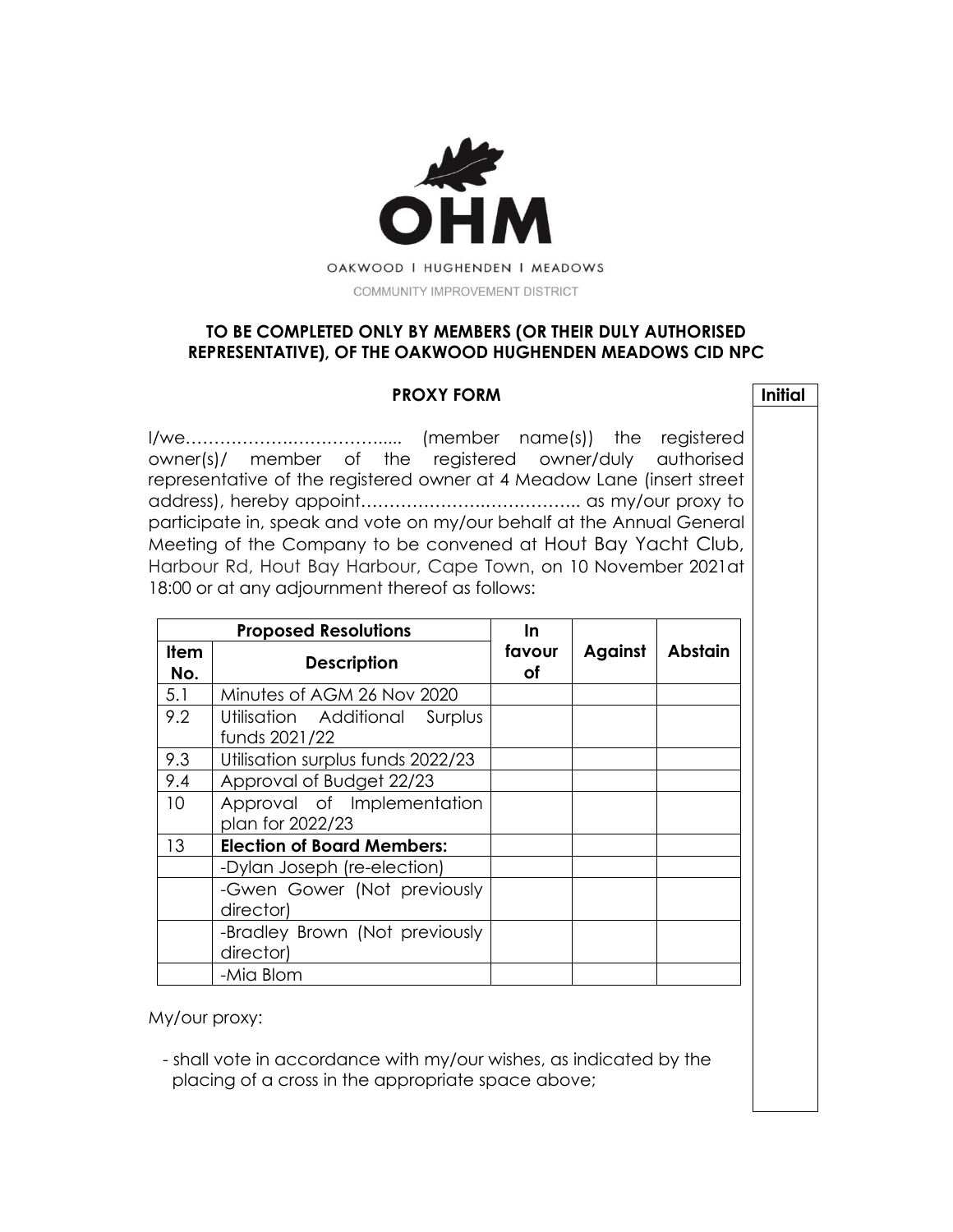OHM

OAKWOOD | HUGHENDEN | MEADOWS

COMMUNITY IMPROVEMENT DISTRICT

**TO BE COMPLETED ONLY BY MEMBERS (OR THEIR DULY AUTHORISED REPRESENTATIVE), OF THE OAKWOOD HUGHENDEN MEADOWS CID NPC**

## PROXY FORM

**Initial**

I/we……………….……………..... (member name(s)) the registered owner(s)/ member of the registered owner/duly authorised representative of the registered owner at 4 Meadow Lane (insert street address), hereby appoint……………….……………….. as my/our proxy to participate in, speak and vote on my/our behalf at the Annual General Meeting of the Company to be convened at Hout Bay Yacht Club, Harbour Rd, Hout Bay Harbour, Cape Town, on 10 November 2021at 18:00 or at any adjournment thereof as follows:

| Proposed Resolutions | | In favour of | Against | Abstain |
|---|---|---|---|---|
| **Item No.** | **Description** | | | |
| 5.1 | Minutes of AGM 26 Nov 2020 | | | |
| 9.2 | Utilisation Additional Surplus funds 2021/22 | | | |
| 9.3 | Utilisation surplus funds 2022/23 | | | |
| 9.4 | Approval of Budget 22/23 | | | |
| 10 | Approval of Implementation plan for 2022/23 | | | |
| 13 | **Election of Board Members:** | | | |
| | -Dylan Joseph (re-election) | | | |
| | -Gwen Gower (Not previously director) | | | |
| | -Bradley Brown (Not previously director) | | | |
| | -Mia Blom | | | |

My/our proxy:

- shall vote in accordance with my/our wishes, as indicated by the placing of a cross in the appropriate space above;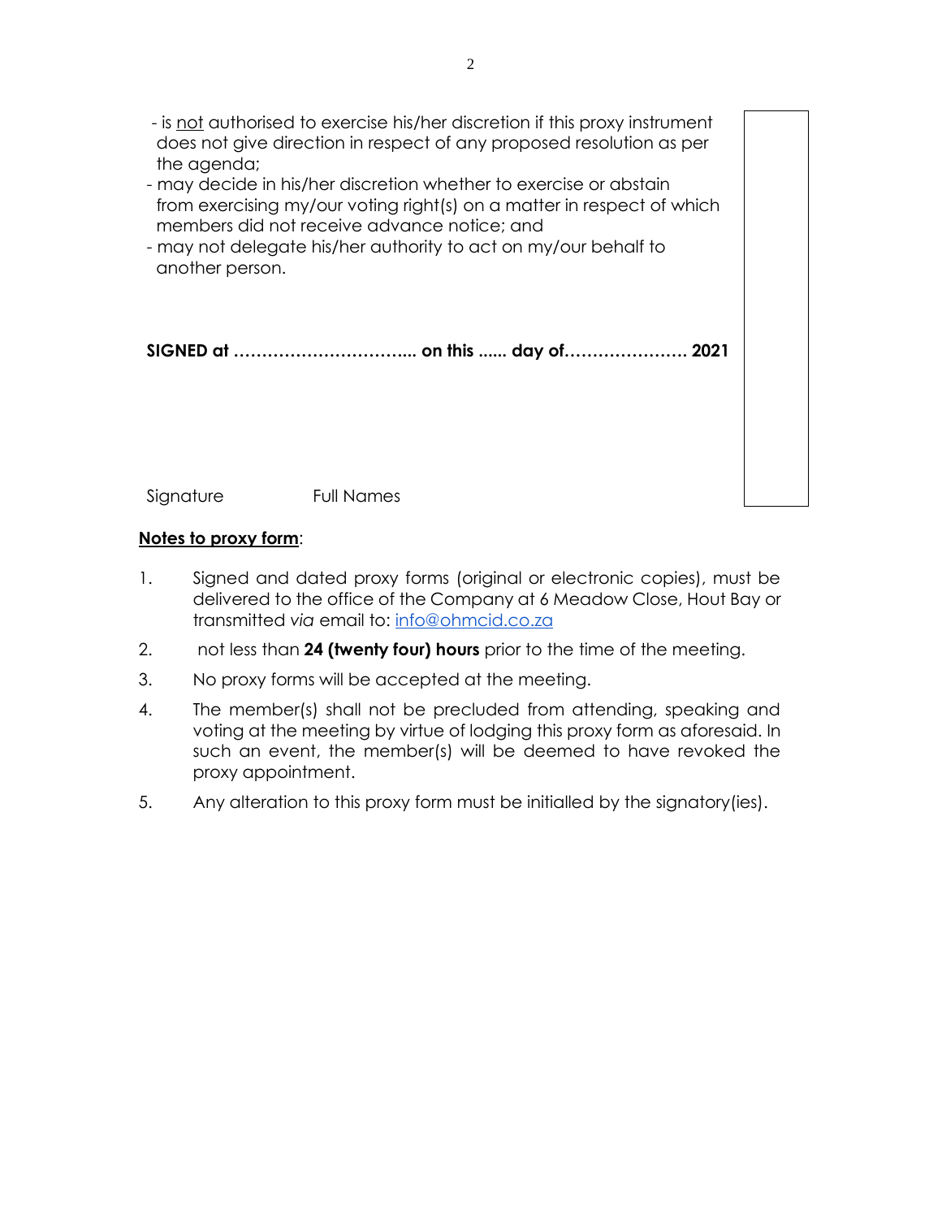- is <u>not</u> authorised to exercise his/her discretion if this proxy instrument does not give direction in respect of any proposed resolution as per the agenda;
- may decide in his/her discretion whether to exercise or abstain from exercising my/our voting right(s) on a matter in respect of which members did not receive advance notice; and
- may not delegate his/her authority to act on my/our behalf to another person.

**SIGNED at ………………………….. on this ...... day of…………………. 2021**

Signature Full Names

**<u>Notes to proxy form</u>**:

1. Signed and dated proxy forms (original or electronic copies), must be delivered to the office of the Company at 6 Meadow Close, Hout Bay or transmitted *via* email to: info@ohmcid.co.za
2. not less than **24 (twenty four) hours** prior to the time of the meeting.
3. No proxy forms will be accepted at the meeting.
4. The member(s) shall not be precluded from attending, speaking and voting at the meeting by virtue of lodging this proxy form as aforesaid. In such an event, the member(s) will be deemed to have revoked the proxy appointment.
5. Any alteration to this proxy form must be initialled by the signatory(ies).